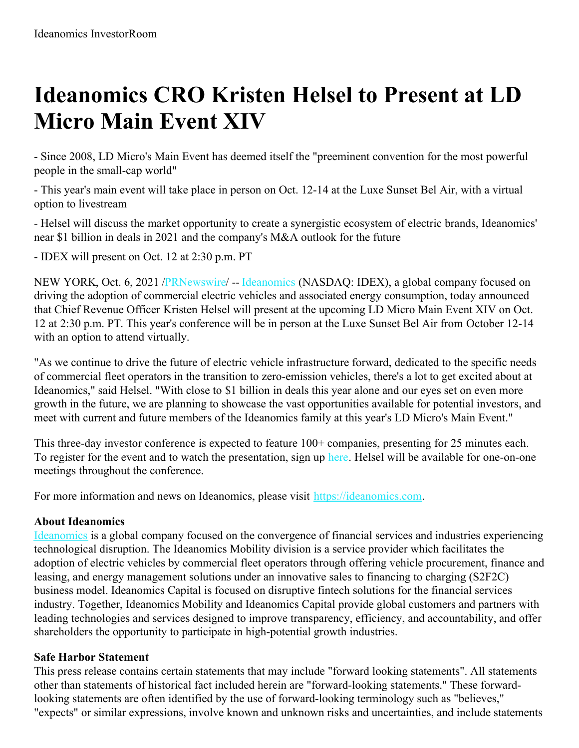Ideanomics InvestorRoom

# Ideanomics CRO Kristen Helsel to Present at LD Micro Main Event XIV

- Since 2008, LD Micro's Main Event has deemed itself the "preeminent convention for the most powerful people in the small-cap world"
- This year's main event will take place in person on Oct. 12-14 at the Luxe Sunset Bel Air, with a virtual option to livestream
- Helsel will discuss the market opportunity to create a synergistic ecosystem of electric brands, Ideanomics' near $1 billion in deals in 2021 and the company's M&A outlook for the future
- IDEX will present on Oct. 12 at 2:30 p.m. PT

NEW YORK, Oct. 6, 2021 /PRNewswire/ -- Ideanomics (NASDAQ: IDEX), a global company focused on driving the adoption of commercial electric vehicles and associated energy consumption, today announced that Chief Revenue Officer Kristen Helsel will present at the upcoming LD Micro Main Event XIV on Oct. 12 at 2:30 p.m. PT. This year's conference will be in person at the Luxe Sunset Bel Air from October 12-14 with an option to attend virtually.

"As we continue to drive the future of electric vehicle infrastructure forward, dedicated to the specific needs of commercial fleet operators in the transition to zero-emission vehicles, there's a lot to get excited about at Ideanomics," said Helsel. "With close to $1 billion in deals this year alone and our eyes set on even more growth in the future, we are planning to showcase the vast opportunities available for potential investors, and meet with current and future members of the Ideanomics family at this year's LD Micro's Main Event."

This three-day investor conference is expected to feature 100+ companies, presenting for 25 minutes each. To register for the event and to watch the presentation, sign up here. Helsel will be available for one-on-one meetings throughout the conference.

For more information and news on Ideanomics, please visit https://ideanomics.com.

**About Ideanomics**
Ideanomics is a global company focused on the convergence of financial services and industries experiencing technological disruption. The Ideanomics Mobility division is a service provider which facilitates the adoption of electric vehicles by commercial fleet operators through offering vehicle procurement, finance and leasing, and energy management solutions under an innovative sales to financing to charging (S2F2C) business model. Ideanomics Capital is focused on disruptive fintech solutions for the financial services industry. Together, Ideanomics Mobility and Ideanomics Capital provide global customers and partners with leading technologies and services designed to improve transparency, efficiency, and accountability, and offer shareholders the opportunity to participate in high-potential growth industries.

**Safe Harbor Statement**
This press release contains certain statements that may include "forward looking statements". All statements other than statements of historical fact included herein are "forward-looking statements." These forward-looking statements are often identified by the use of forward-looking terminology such as "believes," "expects" or similar expressions, involve known and unknown risks and uncertainties, and include statements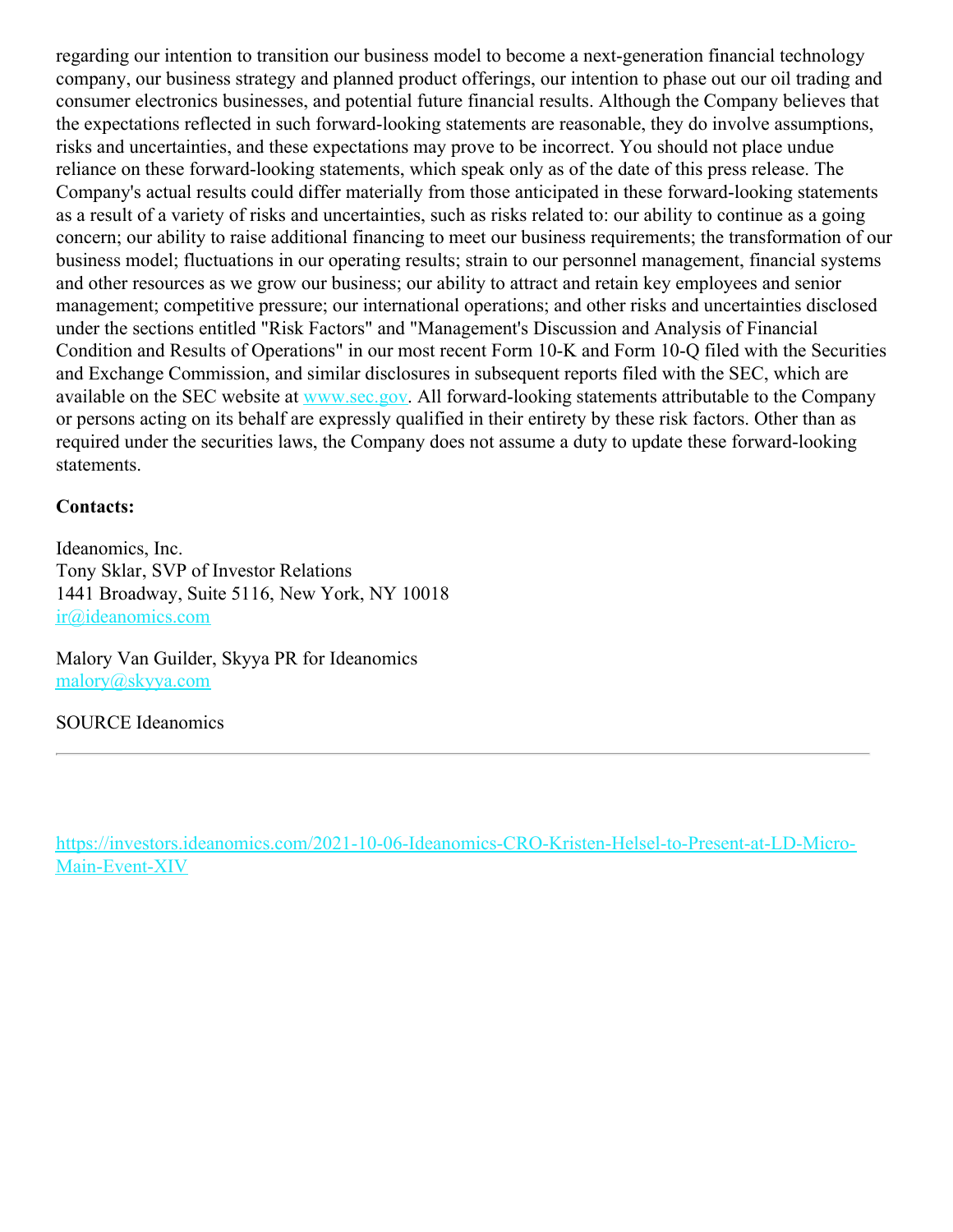regarding our intention to transition our business model to become a next-generation financial technology company, our business strategy and planned product offerings, our intention to phase out our oil trading and consumer electronics businesses, and potential future financial results. Although the Company believes that the expectations reflected in such forward-looking statements are reasonable, they do involve assumptions, risks and uncertainties, and these expectations may prove to be incorrect. You should not place undue reliance on these forward-looking statements, which speak only as of the date of this press release. The Company's actual results could differ materially from those anticipated in these forward-looking statements as a result of a variety of risks and uncertainties, such as risks related to: our ability to continue as a going concern; our ability to raise additional financing to meet our business requirements; the transformation of our business model; fluctuations in our operating results; strain to our personnel management, financial systems and other resources as we grow our business; our ability to attract and retain key employees and senior management; competitive pressure; our international operations; and other risks and uncertainties disclosed under the sections entitled "Risk Factors" and "Management's Discussion and Analysis of Financial Condition and Results of Operations" in our most recent Form 10-K and Form 10-Q filed with the Securities and Exchange Commission, and similar disclosures in subsequent reports filed with the SEC, which are available on the SEC website at [www.sec.gov](http://www.sec.gov). All forward-looking statements attributable to the Company or persons acting on its behalf are expressly qualified in their entirety by these risk factors. Other than as required under the securities laws, the Company does not assume a duty to update these forward-looking statements.

**Contacts:**

Ideanomics, Inc.
Tony Sklar, SVP of Investor Relations
1441 Broadway, Suite 5116, New York, NY 10018
[ir@ideanomics.com](mailto:ir@ideanomics.com)

Malory Van Guilder, Skyya PR for Ideanomics
[malory@skyya.com](mailto:malory@skyya.com)

SOURCE Ideanomics

---

[https://investors.ideanomics.com/2021-10-06-Ideanomics-CRO-Kristen-Helsel-to-Present-at-LD-Micro-Main-Event-XIV](https://investors.ideanomics.com/2021-10-06-Ideanomics-CRO-Kristen-Helsel-to-Present-at-LD-Micro-Main-Event-XIV)